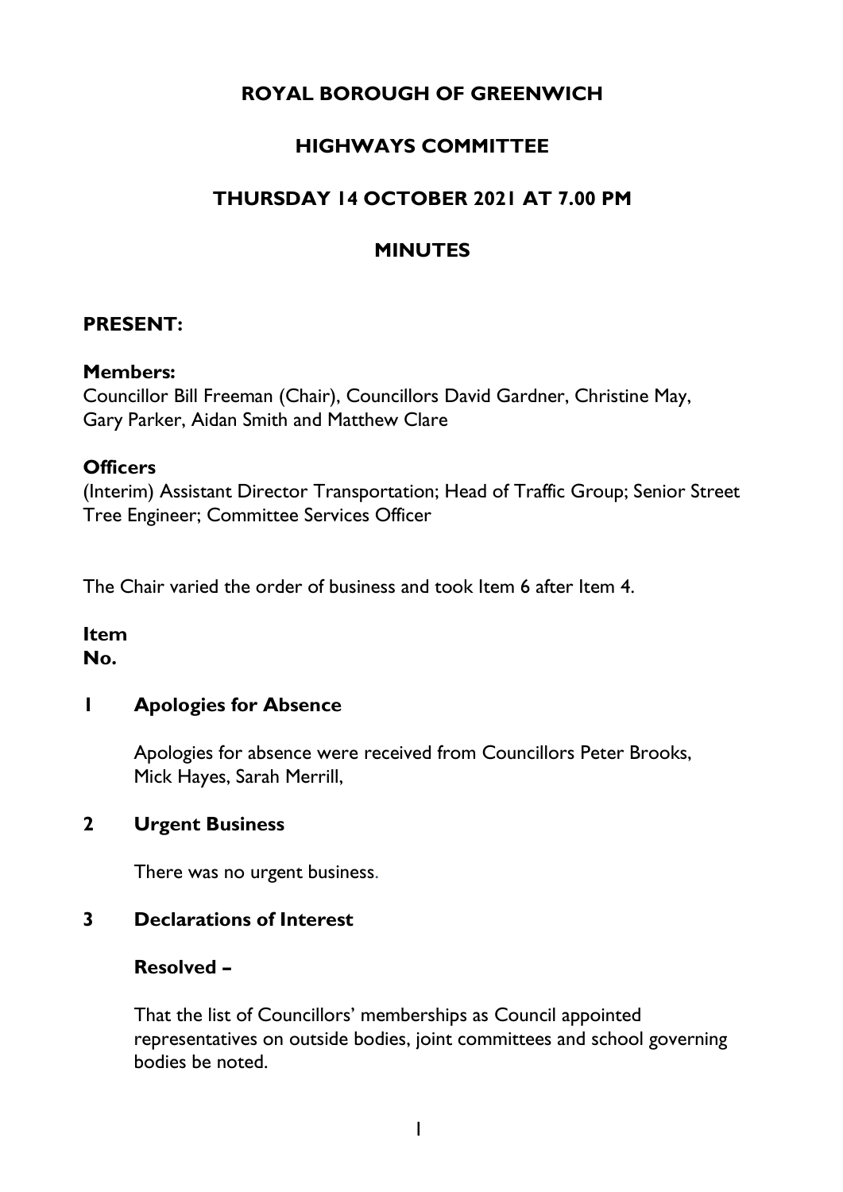# ROYAL BOROUGH OF GREENWICH

## HIGHWAYS COMMITTEE

## THURSDAY 14 OCTOBER 2021 AT 7.00 PM

## MINUTES

**PRESENT:**

**Members:**
Councillor Bill Freeman (Chair), Councillors David Gardner, Christine May, Gary Parker, Aidan Smith and Matthew Clare

**Officers**
(Interim) Assistant Director Transportation; Head of Traffic Group; Senior Street Tree Engineer; Committee Services Officer

The Chair varied the order of business and took Item 6 after Item 4.

**Item No.**

**1 Apologies for Absence**

Apologies for absence were received from Councillors Peter Brooks, Mick Hayes, Sarah Merrill,

**2 Urgent Business**

There was no urgent business.

**3 Declarations of Interest**

**Resolved –**

That the list of Councillors' memberships as Council appointed representatives on outside bodies, joint committees and school governing bodies be noted.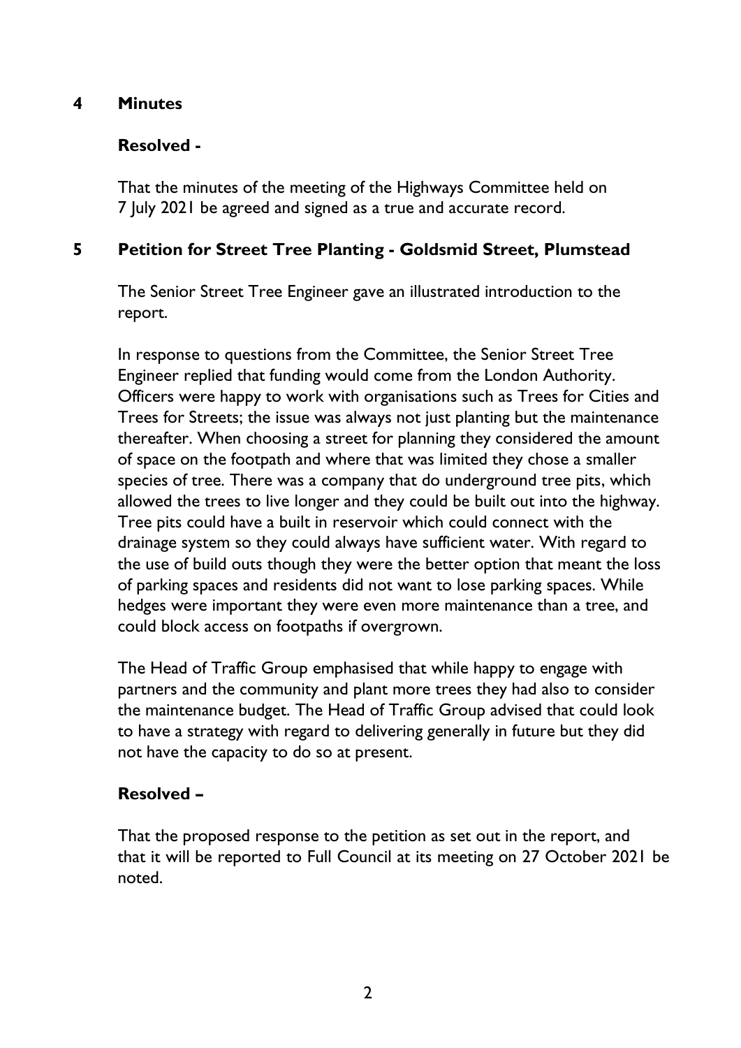## 4 Minutes

**Resolved -**

That the minutes of the meeting of the Highways Committee held on 7 July 2021 be agreed and signed as a true and accurate record.

## 5 Petition for Street Tree Planting - Goldsmid Street, Plumstead

The Senior Street Tree Engineer gave an illustrated introduction to the report.

In response to questions from the Committee, the Senior Street Tree Engineer replied that funding would come from the London Authority. Officers were happy to work with organisations such as Trees for Cities and Trees for Streets; the issue was always not just planting but the maintenance thereafter. When choosing a street for planning they considered the amount of space on the footpath and where that was limited they chose a smaller species of tree. There was a company that do underground tree pits, which allowed the trees to live longer and they could be built out into the highway. Tree pits could have a built in reservoir which could connect with the drainage system so they could always have sufficient water. With regard to the use of build outs though they were the better option that meant the loss of parking spaces and residents did not want to lose parking spaces. While hedges were important they were even more maintenance than a tree, and could block access on footpaths if overgrown.

The Head of Traffic Group emphasised that while happy to engage with partners and the community and plant more trees they had also to consider the maintenance budget. The Head of Traffic Group advised that could look to have a strategy with regard to delivering generally in future but they did not have the capacity to do so at present.

**Resolved –**

That the proposed response to the petition as set out in the report, and that it will be reported to Full Council at its meeting on 27 October 2021 be noted.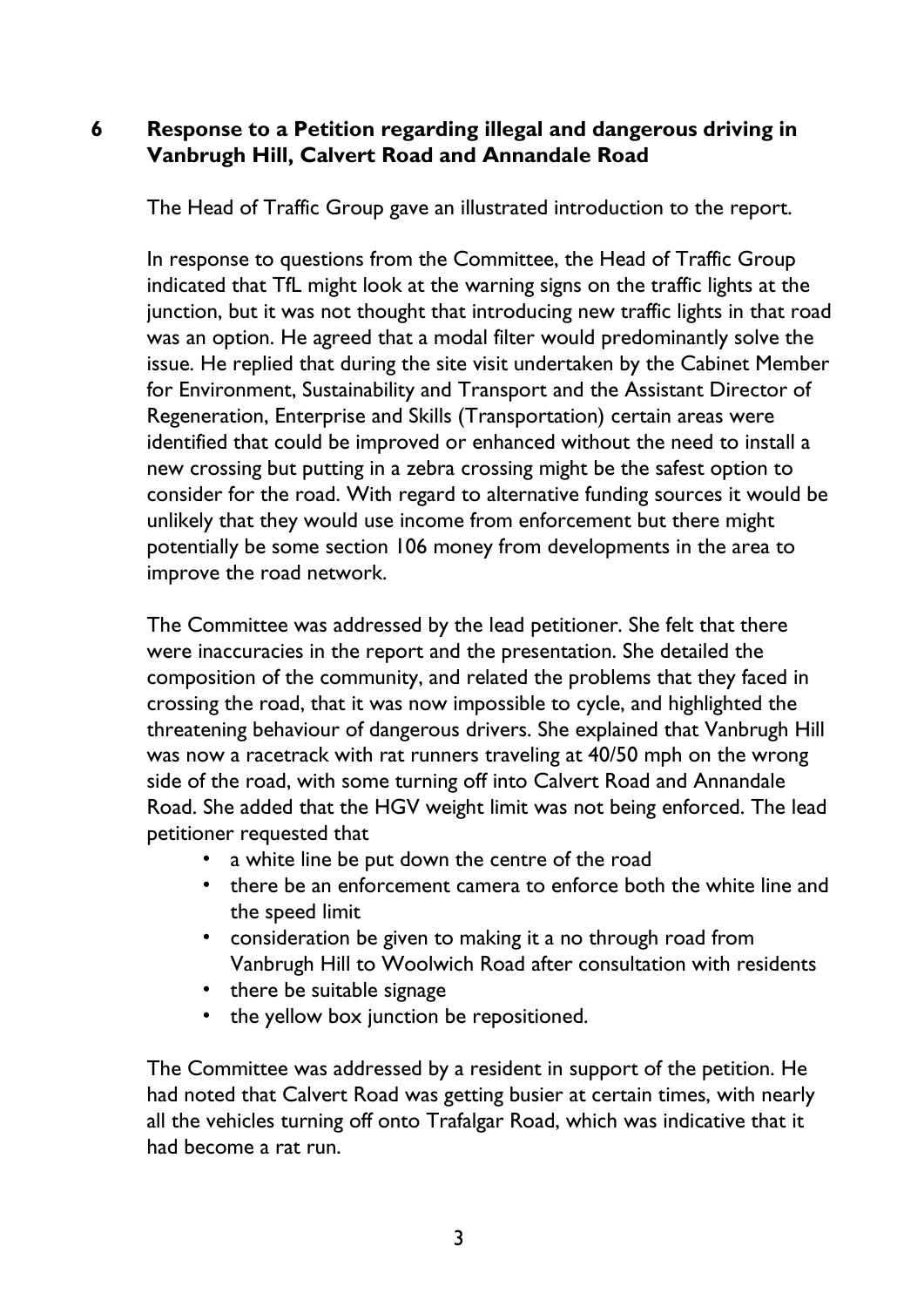## 6 Response to a Petition regarding illegal and dangerous driving in Vanbrugh Hill, Calvert Road and Annandale Road

The Head of Traffic Group gave an illustrated introduction to the report.

In response to questions from the Committee, the Head of Traffic Group indicated that TfL might look at the warning signs on the traffic lights at the junction, but it was not thought that introducing new traffic lights in that road was an option. He agreed that a modal filter would predominantly solve the issue. He replied that during the site visit undertaken by the Cabinet Member for Environment, Sustainability and Transport and the Assistant Director of Regeneration, Enterprise and Skills (Transportation) certain areas were identified that could be improved or enhanced without the need to install a new crossing but putting in a zebra crossing might be the safest option to consider for the road. With regard to alternative funding sources it would be unlikely that they would use income from enforcement but there might potentially be some section 106 money from developments in the area to improve the road network.

The Committee was addressed by the lead petitioner. She felt that there were inaccuracies in the report and the presentation. She detailed the composition of the community, and related the problems that they faced in crossing the road, that it was now impossible to cycle, and highlighted the threatening behaviour of dangerous drivers. She explained that Vanbrugh Hill was now a racetrack with rat runners traveling at 40/50 mph on the wrong side of the road, with some turning off into Calvert Road and Annandale Road. She added that the HGV weight limit was not being enforced. The lead petitioner requested that

- a white line be put down the centre of the road
- there be an enforcement camera to enforce both the white line and the speed limit
- consideration be given to making it a no through road from Vanbrugh Hill to Woolwich Road after consultation with residents
- there be suitable signage
- the yellow box junction be repositioned.

The Committee was addressed by a resident in support of the petition. He had noted that Calvert Road was getting busier at certain times, with nearly all the vehicles turning off onto Trafalgar Road, which was indicative that it had become a rat run.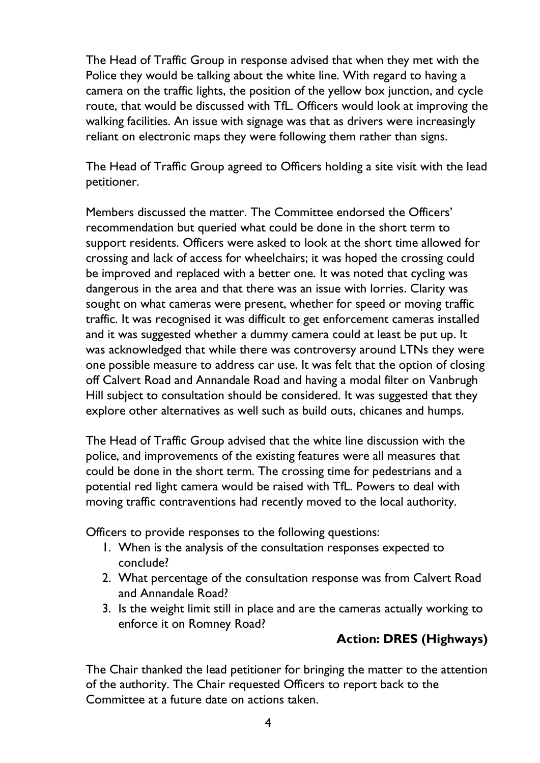The Head of Traffic Group in response advised that when they met with the Police they would be talking about the white line. With regard to having a camera on the traffic lights, the position of the yellow box junction, and cycle route, that would be discussed with TfL. Officers would look at improving the walking facilities. An issue with signage was that as drivers were increasingly reliant on electronic maps they were following them rather than signs.

The Head of Traffic Group agreed to Officers holding a site visit with the lead petitioner.

Members discussed the matter. The Committee endorsed the Officers' recommendation but queried what could be done in the short term to support residents. Officers were asked to look at the short time allowed for crossing and lack of access for wheelchairs; it was hoped the crossing could be improved and replaced with a better one. It was noted that cycling was dangerous in the area and that there was an issue with lorries. Clarity was sought on what cameras were present, whether for speed or moving traffic traffic. It was recognised it was difficult to get enforcement cameras installed and it was suggested whether a dummy camera could at least be put up. It was acknowledged that while there was controversy around LTNs they were one possible measure to address car use. It was felt that the option of closing off Calvert Road and Annandale Road and having a modal filter on Vanbrugh Hill subject to consultation should be considered. It was suggested that they explore other alternatives as well such as build outs, chicanes and humps.

The Head of Traffic Group advised that the white line discussion with the police, and improvements of the existing features were all measures that could be done in the short term. The crossing time for pedestrians and a potential red light camera would be raised with TfL. Powers to deal with moving traffic contraventions had recently moved to the local authority.

Officers to provide responses to the following questions:

1. When is the analysis of the consultation responses expected to conclude?
2. What percentage of the consultation response was from Calvert Road and Annandale Road?
3. Is the weight limit still in place and are the cameras actually working to enforce it on Romney Road?

**Action: DRES (Highways)**

The Chair thanked the lead petitioner for bringing the matter to the attention of the authority. The Chair requested Officers to report back to the Committee at a future date on actions taken.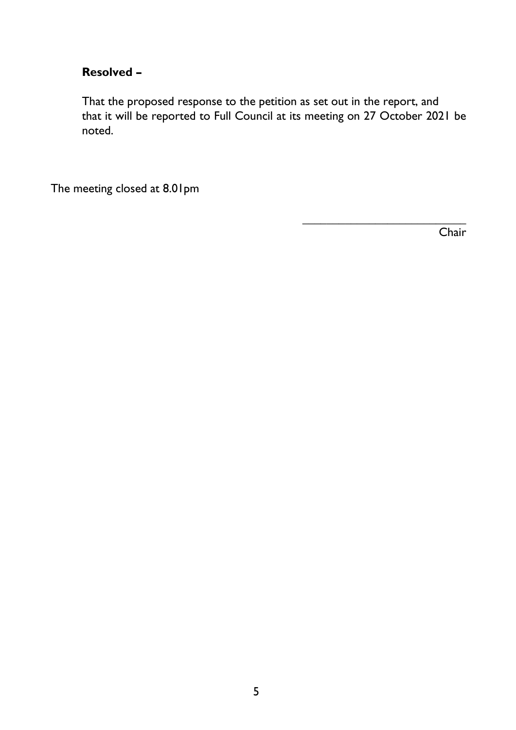**Resolved –**

That the proposed response to the petition as set out in the report, and that it will be reported to Full Council at its meeting on 27 October 2021 be noted.

The meeting closed at 8.01pm

\_\_\_\_\_\_\_\_\_\_\_\_\_\_\_\_\_\_\_\_\_\_\_\_\_\_\_\_

Chair